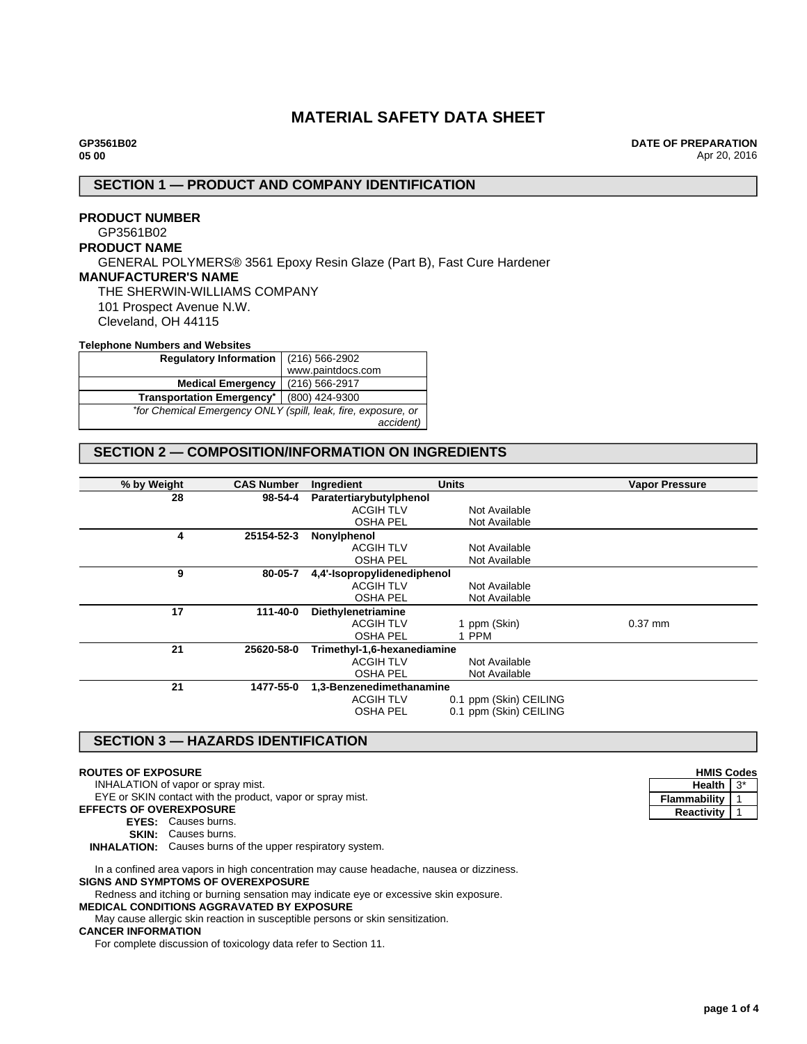# MATERIAL SAFETY DATA SHEET

**GP3561B02**
**05 00**

**DATE OF PREPARATION**
Apr 20, 2016

## SECTION 1 — PRODUCT AND COMPANY IDENTIFICATION

**PRODUCT NUMBER**
GP3561B02

**PRODUCT NAME**
GENERAL POLYMERS® 3561 Epoxy Resin Glaze (Part B), Fast Cure Hardener

**MANUFACTURER'S NAME**
THE SHERWIN-WILLIAMS COMPANY
101 Prospect Avenue N.W.
Cleveland, OH 44115

**Telephone Numbers and Websites**

| | |
|---|---|
| **Regulatory Information** | (216) 566-2902<br>www.paintdocs.com |
| **Medical Emergency** | (216) 566-2917 |
| **Transportation Emergency*** | (800) 424-9300 |
| *\*for Chemical Emergency ONLY (spill, leak, fire, exposure, or accident)* | |

## SECTION 2 — COMPOSITION/INFORMATION ON INGREDIENTS

| % by Weight | CAS Number | Ingredient | Units | Vapor Pressure |
|---|---|---|---|---|
| 28 | 98-54-4 | **Paratertiarybutylphenol** | | |
| | | ACGIH TLV | Not Available | |
| | | OSHA PEL | Not Available | |
| 4 | 25154-52-3 | **Nonylphenol** | | |
| | | ACGIH TLV | Not Available | |
| | | OSHA PEL | Not Available | |
| 9 | 80-05-7 | **4,4'-Isopropylidenediphenol** | | |
| | | ACGIH TLV | Not Available | |
| | | OSHA PEL | Not Available | |
| 17 | 111-40-0 | **Diethylenetriamine** | | |
| | | ACGIH TLV | 1 ppm (Skin) | 0.37 mm |
| | | OSHA PEL | 1 PPM | |
| 21 | 25620-58-0 | **Trimethyl-1,6-hexanediamine** | | |
| | | ACGIH TLV | Not Available | |
| | | OSHA PEL | Not Available | |
| 21 | 1477-55-0 | **1,3-Benzenedimethanamine** | | |
| | | ACGIH TLV | 0.1 ppm (Skin) CEILING | |
| | | OSHA PEL | 0.1 ppm (Skin) CEILING | |

## SECTION 3 — HAZARDS IDENTIFICATION

| HMIS Codes | |
|---|---|
| Health | 3* |
| Flammability | 1 |
| Reactivity | 1 |

**ROUTES OF EXPOSURE**
INHALATION of vapor or spray mist.
EYE or SKIN contact with the product, vapor or spray mist.

**EFFECTS OF OVEREXPOSURE**
**EYES:** Causes burns.
**SKIN:** Causes burns.
**INHALATION:** Causes burns of the upper respiratory system.

In a confined area vapors in high concentration may cause headache, nausea or dizziness.

**SIGNS AND SYMPTOMS OF OVEREXPOSURE**
Redness and itching or burning sensation may indicate eye or excessive skin exposure.

**MEDICAL CONDITIONS AGGRAVATED BY EXPOSURE**
May cause allergic skin reaction in susceptible persons or skin sensitization.

**CANCER INFORMATION**
For complete discussion of toxicology data refer to Section 11.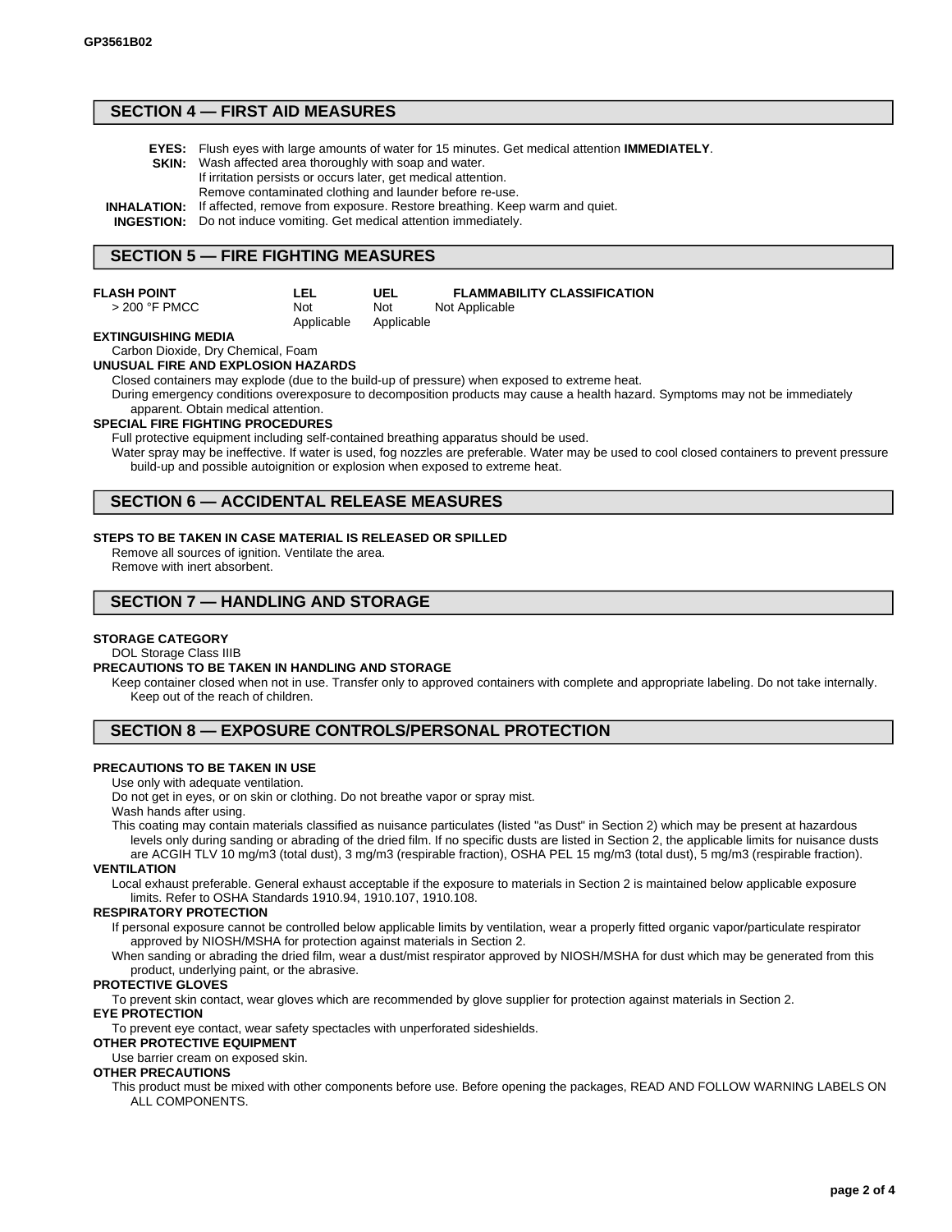## SECTION 4 — FIRST AID MEASURES

**EYES:** Flush eyes with large amounts of water for 15 minutes. Get medical attention **IMMEDIATELY**.

**SKIN:** Wash affected area thoroughly with soap and water.
If irritation persists or occurs later, get medical attention.
Remove contaminated clothing and launder before re-use.

**INHALATION:** If affected, remove from exposure. Restore breathing. Keep warm and quiet.

**INGESTION:** Do not induce vomiting. Get medical attention immediately.

## SECTION 5 — FIRE FIGHTING MEASURES

| FLASH POINT | LEL | UEL | FLAMMABILITY CLASSIFICATION |
|---|---|---|---|
| > 200 °F PMCC | Not Applicable | Not Applicable | Not Applicable |

**EXTINGUISHING MEDIA**

Carbon Dioxide, Dry Chemical, Foam

**UNUSUAL FIRE AND EXPLOSION HAZARDS**

Closed containers may explode (due to the build-up of pressure) when exposed to extreme heat.

During emergency conditions overexposure to decomposition products may cause a health hazard. Symptoms may not be immediately apparent. Obtain medical attention.

**SPECIAL FIRE FIGHTING PROCEDURES**

Full protective equipment including self-contained breathing apparatus should be used.

Water spray may be ineffective. If water is used, fog nozzles are preferable. Water may be used to cool closed containers to prevent pressure build-up and possible autoignition or explosion when exposed to extreme heat.

## SECTION 6 — ACCIDENTAL RELEASE MEASURES

**STEPS TO BE TAKEN IN CASE MATERIAL IS RELEASED OR SPILLED**

Remove all sources of ignition. Ventilate the area.
Remove with inert absorbent.

## SECTION 7 — HANDLING AND STORAGE

**STORAGE CATEGORY**

DOL Storage Class IIIB

**PRECAUTIONS TO BE TAKEN IN HANDLING AND STORAGE**

Keep container closed when not in use. Transfer only to approved containers with complete and appropriate labeling. Do not take internally. Keep out of the reach of children.

## SECTION 8 — EXPOSURE CONTROLS/PERSONAL PROTECTION

**PRECAUTIONS TO BE TAKEN IN USE**

Use only with adequate ventilation.

Do not get in eyes, or on skin or clothing. Do not breathe vapor or spray mist.

Wash hands after using.

This coating may contain materials classified as nuisance particulates (listed "as Dust" in Section 2) which may be present at hazardous levels only during sanding or abrading of the dried film. If no specific dusts are listed in Section 2, the applicable limits for nuisance dusts are ACGIH TLV 10 mg/m3 (total dust), 3 mg/m3 (respirable fraction), OSHA PEL 15 mg/m3 (total dust), 5 mg/m3 (respirable fraction).

**VENTILATION**

Local exhaust preferable. General exhaust acceptable if the exposure to materials in Section 2 is maintained below applicable exposure limits. Refer to OSHA Standards 1910.94, 1910.107, 1910.108.

**RESPIRATORY PROTECTION**

If personal exposure cannot be controlled below applicable limits by ventilation, wear a properly fitted organic vapor/particulate respirator approved by NIOSH/MSHA for protection against materials in Section 2.

When sanding or abrading the dried film, wear a dust/mist respirator approved by NIOSH/MSHA for dust which may be generated from this product, underlying paint, or the abrasive.

**PROTECTIVE GLOVES**

To prevent skin contact, wear gloves which are recommended by glove supplier for protection against materials in Section 2.

**EYE PROTECTION**

To prevent eye contact, wear safety spectacles with unperforated sideshields.

**OTHER PROTECTIVE EQUIPMENT**

Use barrier cream on exposed skin.

**OTHER PRECAUTIONS**

This product must be mixed with other components before use. Before opening the packages, READ AND FOLLOW WARNING LABELS ON ALL COMPONENTS.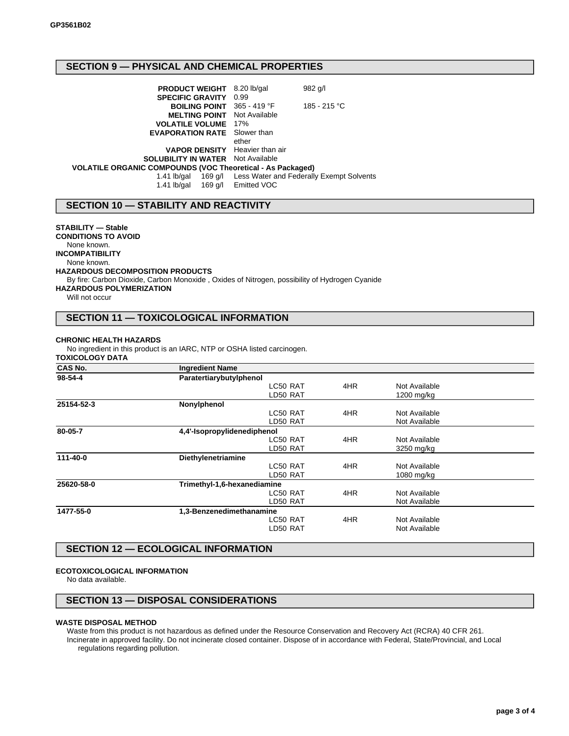## SECTION 9 — PHYSICAL AND CHEMICAL PROPERTIES

| | | |
|---|---|---|
| **PRODUCT WEIGHT** | 8.20 lb/gal | 982 g/l |
| **SPECIFIC GRAVITY** | 0.99 | |
| **BOILING POINT** | 365 - 419 °F | 185 - 215 °C |
| **MELTING POINT** | Not Available | |
| **VOLATILE VOLUME** | 17% | |
| **EVAPORATION RATE** | Slower than ether | |
| **VAPOR DENSITY** | Heavier than air | |
| **SOLUBILITY IN WATER** | Not Available | |

**VOLATILE ORGANIC COMPOUNDS (VOC Theoretical - As Packaged)**

| | | |
|---|---|---|
| 1.41 lb/gal | 169 g/l | Less Water and Federally Exempt Solvents |
| 1.41 lb/gal | 169 g/l | Emitted VOC |

## SECTION 10 — STABILITY AND REACTIVITY

**STABILITY — Stable**

**CONDITIONS TO AVOID**

None known.

**INCOMPATIBILITY**

None known.

**HAZARDOUS DECOMPOSITION PRODUCTS**

By fire: Carbon Dioxide, Carbon Monoxide , Oxides of Nitrogen, possibility of Hydrogen Cyanide

**HAZARDOUS POLYMERIZATION**

Will not occur

## SECTION 11 — TOXICOLOGICAL INFORMATION

**CHRONIC HEALTH HAZARDS**

No ingredient in this product is an IARC, NTP or OSHA listed carcinogen.

**TOXICOLOGY DATA**

| CAS No. | Ingredient Name | | | |
|---|---|---|---|---|
| **98-54-4** | **Paratertiarybutylphenol** | | | |
| | | LC50 RAT | 4HR | Not Available |
| | | LD50 RAT | | 1200 mg/kg |
| **25154-52-3** | **Nonylphenol** | | | |
| | | LC50 RAT | 4HR | Not Available |
| | | LD50 RAT | | Not Available |
| **80-05-7** | **4,4'-Isopropylidenediphenol** | | | |
| | | LC50 RAT | 4HR | Not Available |
| | | LD50 RAT | | 3250 mg/kg |
| **111-40-0** | **Diethylenetriamine** | | | |
| | | LC50 RAT | 4HR | Not Available |
| | | LD50 RAT | | 1080 mg/kg |
| **25620-58-0** | **Trimethyl-1,6-hexanediamine** | | | |
| | | LC50 RAT | 4HR | Not Available |
| | | LD50 RAT | | Not Available |
| **1477-55-0** | **1,3-Benzenedimethanamine** | | | |
| | | LC50 RAT | 4HR | Not Available |
| | | LD50 RAT | | Not Available |

## SECTION 12 — ECOLOGICAL INFORMATION

**ECOTOXICOLOGICAL INFORMATION**

No data available.

## SECTION 13 — DISPOSAL CONSIDERATIONS

**WASTE DISPOSAL METHOD**

Waste from this product is not hazardous as defined under the Resource Conservation and Recovery Act (RCRA) 40 CFR 261.

Incinerate in approved facility. Do not incinerate closed container. Dispose of in accordance with Federal, State/Provincial, and Local regulations regarding pollution.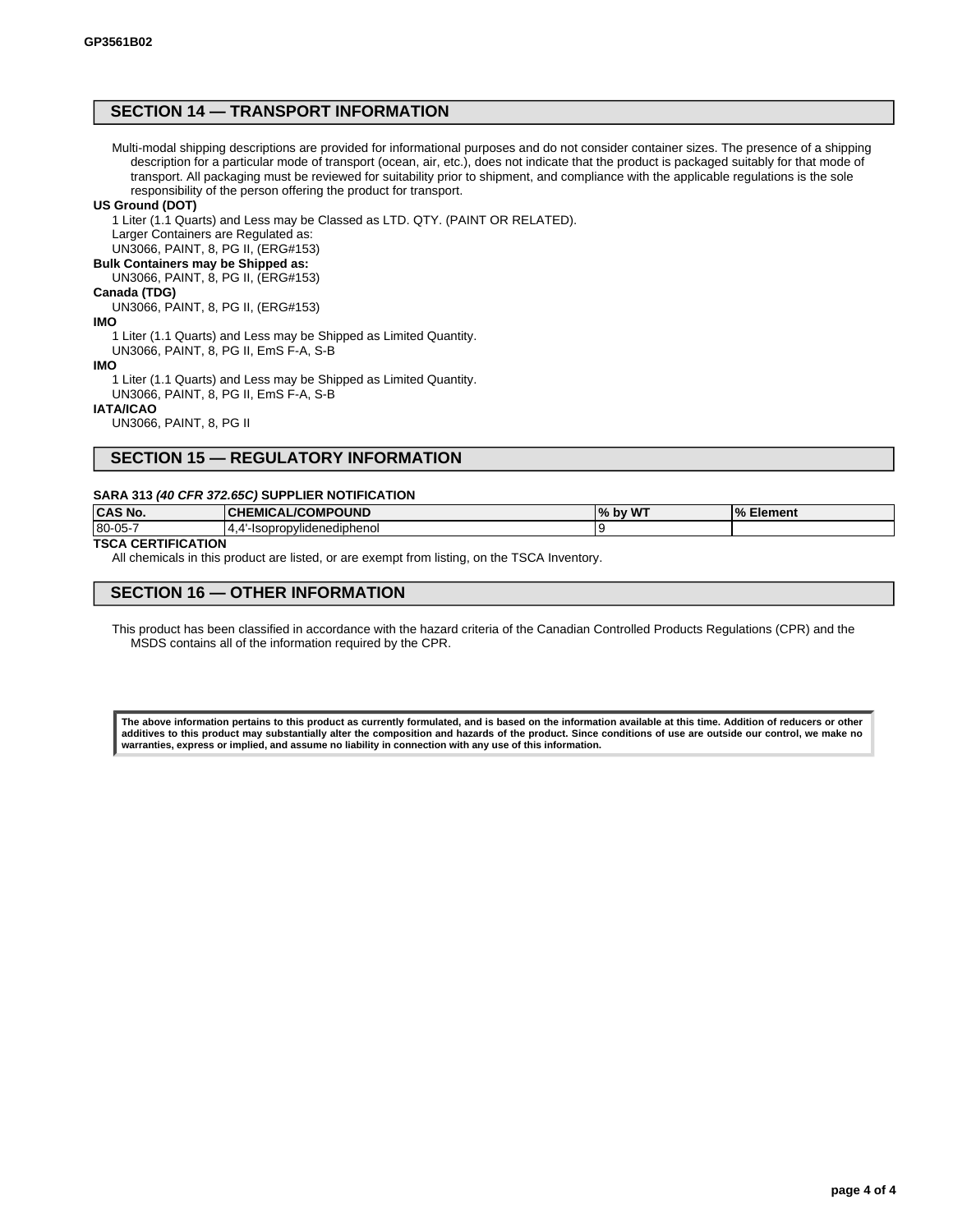## SECTION 14 — TRANSPORT INFORMATION

Multi-modal shipping descriptions are provided for informational purposes and do not consider container sizes. The presence of a shipping description for a particular mode of transport (ocean, air, etc.), does not indicate that the product is packaged suitably for that mode of transport. All packaging must be reviewed for suitability prior to shipment, and compliance with the applicable regulations is the sole responsibility of the person offering the product for transport.

**US Ground (DOT)**

1 Liter (1.1 Quarts) and Less may be Classed as LTD. QTY. (PAINT OR RELATED).
Larger Containers are Regulated as:
UN3066, PAINT, 8, PG II, (ERG#153)

**Bulk Containers may be Shipped as:**

UN3066, PAINT, 8, PG II, (ERG#153)

**Canada (TDG)**

UN3066, PAINT, 8, PG II, (ERG#153)

**IMO**

1 Liter (1.1 Quarts) and Less may be Shipped as Limited Quantity.
UN3066, PAINT, 8, PG II, EmS F-A, S-B

**IMO**

1 Liter (1.1 Quarts) and Less may be Shipped as Limited Quantity.
UN3066, PAINT, 8, PG II, EmS F-A, S-B

**IATA/ICAO**

UN3066, PAINT, 8, PG II

## SECTION 15 — REGULATORY INFORMATION

**SARA 313 *(40 CFR 372.65C)* SUPPLIER NOTIFICATION**

| CAS No. | CHEMICAL/COMPOUND | % by WT | % Element |
|---|---|---|---|
| 80-05-7 | 4,4'-Isopropylidenediphenol | 9 | |

**TSCA CERTIFICATION**

All chemicals in this product are listed, or are exempt from listing, on the TSCA Inventory.

## SECTION 16 — OTHER INFORMATION

This product has been classified in accordance with the hazard criteria of the Canadian Controlled Products Regulations (CPR) and the MSDS contains all of the information required by the CPR.

**The above information pertains to this product as currently formulated, and is based on the information available at this time. Addition of reducers or other additives to this product may substantially alter the composition and hazards of the product. Since conditions of use are outside our control, we make no warranties, express or implied, and assume no liability in connection with any use of this information.**